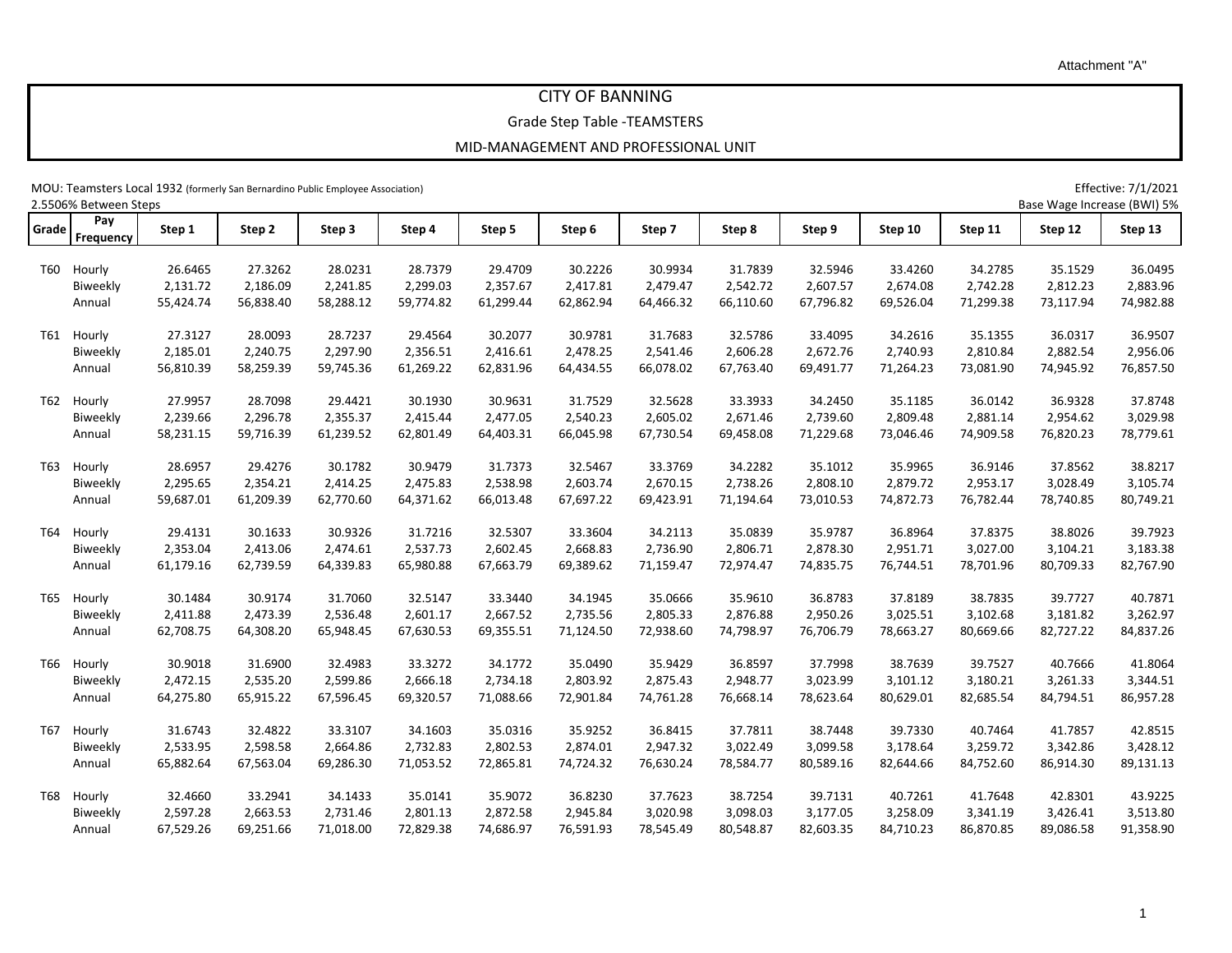Attachment "A"

# CITY OF BANNING

## Grade Step Table -TEAMSTERS

## MID-MANAGEMENT AND PROFESSIONAL UNIT

MOU: Teamsters Local 1932 (formerly San Bernardino Public Employee Association)

Effective: 7/1/2021

2.5506% Between Steps

Base Wage Increase (BWI) 5%

| Grade | Pay Frequency | Step 1 | Step 2 | Step 3 | Step 4 | Step 5 | Step 6 | Step 7 | Step 8 | Step 9 | Step 10 | Step 11 | Step 12 | Step 13 |
|---|---|---|---|---|---|---|---|---|---|---|---|---|---|---|
| T60 | Hourly | 26.6465 | 27.3262 | 28.0231 | 28.7379 | 29.4709 | 30.2226 | 30.9934 | 31.7839 | 32.5946 | 33.4260 | 34.2785 | 35.1529 | 36.0495 |
| | Biweekly | 2,131.72 | 2,186.09 | 2,241.85 | 2,299.03 | 2,357.67 | 2,417.81 | 2,479.47 | 2,542.72 | 2,607.57 | 2,674.08 | 2,742.28 | 2,812.23 | 2,883.96 |
| | Annual | 55,424.74 | 56,838.40 | 58,288.12 | 59,774.82 | 61,299.44 | 62,862.94 | 64,466.32 | 66,110.60 | 67,796.82 | 69,526.04 | 71,299.38 | 73,117.94 | 74,982.88 |
| T61 | Hourly | 27.3127 | 28.0093 | 28.7237 | 29.4564 | 30.2077 | 30.9781 | 31.7683 | 32.5786 | 33.4095 | 34.2616 | 35.1355 | 36.0317 | 36.9507 |
| | Biweekly | 2,185.01 | 2,240.75 | 2,297.90 | 2,356.51 | 2,416.61 | 2,478.25 | 2,541.46 | 2,606.28 | 2,672.76 | 2,740.93 | 2,810.84 | 2,882.54 | 2,956.06 |
| | Annual | 56,810.39 | 58,259.39 | 59,745.36 | 61,269.22 | 62,831.96 | 64,434.55 | 66,078.02 | 67,763.40 | 69,491.77 | 71,264.23 | 73,081.90 | 74,945.92 | 76,857.50 |
| T62 | Hourly | 27.9957 | 28.7098 | 29.4421 | 30.1930 | 30.9631 | 31.7529 | 32.5628 | 33.3933 | 34.2450 | 35.1185 | 36.0142 | 36.9328 | 37.8748 |
| | Biweekly | 2,239.66 | 2,296.78 | 2,355.37 | 2,415.44 | 2,477.05 | 2,540.23 | 2,605.02 | 2,671.46 | 2,739.60 | 2,809.48 | 2,881.14 | 2,954.62 | 3,029.98 |
| | Annual | 58,231.15 | 59,716.39 | 61,239.52 | 62,801.49 | 64,403.31 | 66,045.98 | 67,730.54 | 69,458.08 | 71,229.68 | 73,046.46 | 74,909.58 | 76,820.23 | 78,779.61 |
| T63 | Hourly | 28.6957 | 29.4276 | 30.1782 | 30.9479 | 31.7373 | 32.5467 | 33.3769 | 34.2282 | 35.1012 | 35.9965 | 36.9146 | 37.8562 | 38.8217 |
| | Biweekly | 2,295.65 | 2,354.21 | 2,414.25 | 2,475.83 | 2,538.98 | 2,603.74 | 2,670.15 | 2,738.26 | 2,808.10 | 2,879.72 | 2,953.17 | 3,028.49 | 3,105.74 |
| | Annual | 59,687.01 | 61,209.39 | 62,770.60 | 64,371.62 | 66,013.48 | 67,697.22 | 69,423.91 | 71,194.64 | 73,010.53 | 74,872.73 | 76,782.44 | 78,740.85 | 80,749.21 |
| T64 | Hourly | 29.4131 | 30.1633 | 30.9326 | 31.7216 | 32.5307 | 33.3604 | 34.2113 | 35.0839 | 35.9787 | 36.8964 | 37.8375 | 38.8026 | 39.7923 |
| | Biweekly | 2,353.04 | 2,413.06 | 2,474.61 | 2,537.73 | 2,602.45 | 2,668.83 | 2,736.90 | 2,806.71 | 2,878.30 | 2,951.71 | 3,027.00 | 3,104.21 | 3,183.38 |
| | Annual | 61,179.16 | 62,739.59 | 64,339.83 | 65,980.88 | 67,663.79 | 69,389.62 | 71,159.47 | 72,974.47 | 74,835.75 | 76,744.51 | 78,701.96 | 80,709.33 | 82,767.90 |
| T65 | Hourly | 30.1484 | 30.9174 | 31.7060 | 32.5147 | 33.3440 | 34.1945 | 35.0666 | 35.9610 | 36.8783 | 37.8189 | 38.7835 | 39.7727 | 40.7871 |
| | Biweekly | 2,411.88 | 2,473.39 | 2,536.48 | 2,601.17 | 2,667.52 | 2,735.56 | 2,805.33 | 2,876.88 | 2,950.26 | 3,025.51 | 3,102.68 | 3,181.82 | 3,262.97 |
| | Annual | 62,708.75 | 64,308.20 | 65,948.45 | 67,630.53 | 69,355.51 | 71,124.50 | 72,938.60 | 74,798.97 | 76,706.79 | 78,663.27 | 80,669.66 | 82,727.22 | 84,837.26 |
| T66 | Hourly | 30.9018 | 31.6900 | 32.4983 | 33.3272 | 34.1772 | 35.0490 | 35.9429 | 36.8597 | 37.7998 | 38.7639 | 39.7527 | 40.7666 | 41.8064 |
| | Biweekly | 2,472.15 | 2,535.20 | 2,599.86 | 2,666.18 | 2,734.18 | 2,803.92 | 2,875.43 | 2,948.77 | 3,023.99 | 3,101.12 | 3,180.21 | 3,261.33 | 3,344.51 |
| | Annual | 64,275.80 | 65,915.22 | 67,596.45 | 69,320.57 | 71,088.66 | 72,901.84 | 74,761.28 | 76,668.14 | 78,623.64 | 80,629.01 | 82,685.54 | 84,794.51 | 86,957.28 |
| T67 | Hourly | 31.6743 | 32.4822 | 33.3107 | 34.1603 | 35.0316 | 35.9252 | 36.8415 | 37.7811 | 38.7448 | 39.7330 | 40.7464 | 41.7857 | 42.8515 |
| | Biweekly | 2,533.95 | 2,598.58 | 2,664.86 | 2,732.83 | 2,802.53 | 2,874.01 | 2,947.32 | 3,022.49 | 3,099.58 | 3,178.64 | 3,259.72 | 3,342.86 | 3,428.12 |
| | Annual | 65,882.64 | 67,563.04 | 69,286.30 | 71,053.52 | 72,865.81 | 74,724.32 | 76,630.24 | 78,584.77 | 80,589.16 | 82,644.66 | 84,752.60 | 86,914.30 | 89,131.13 |
| T68 | Hourly | 32.4660 | 33.2941 | 34.1433 | 35.0141 | 35.9072 | 36.8230 | 37.7623 | 38.7254 | 39.7131 | 40.7261 | 41.7648 | 42.8301 | 43.9225 |
| | Biweekly | 2,597.28 | 2,663.53 | 2,731.46 | 2,801.13 | 2,872.58 | 2,945.84 | 3,020.98 | 3,098.03 | 3,177.05 | 3,258.09 | 3,341.19 | 3,426.41 | 3,513.80 |
| | Annual | 67,529.26 | 69,251.66 | 71,018.00 | 72,829.38 | 74,686.97 | 76,591.93 | 78,545.49 | 80,548.87 | 82,603.35 | 84,710.23 | 86,870.85 | 89,086.58 | 91,358.90 |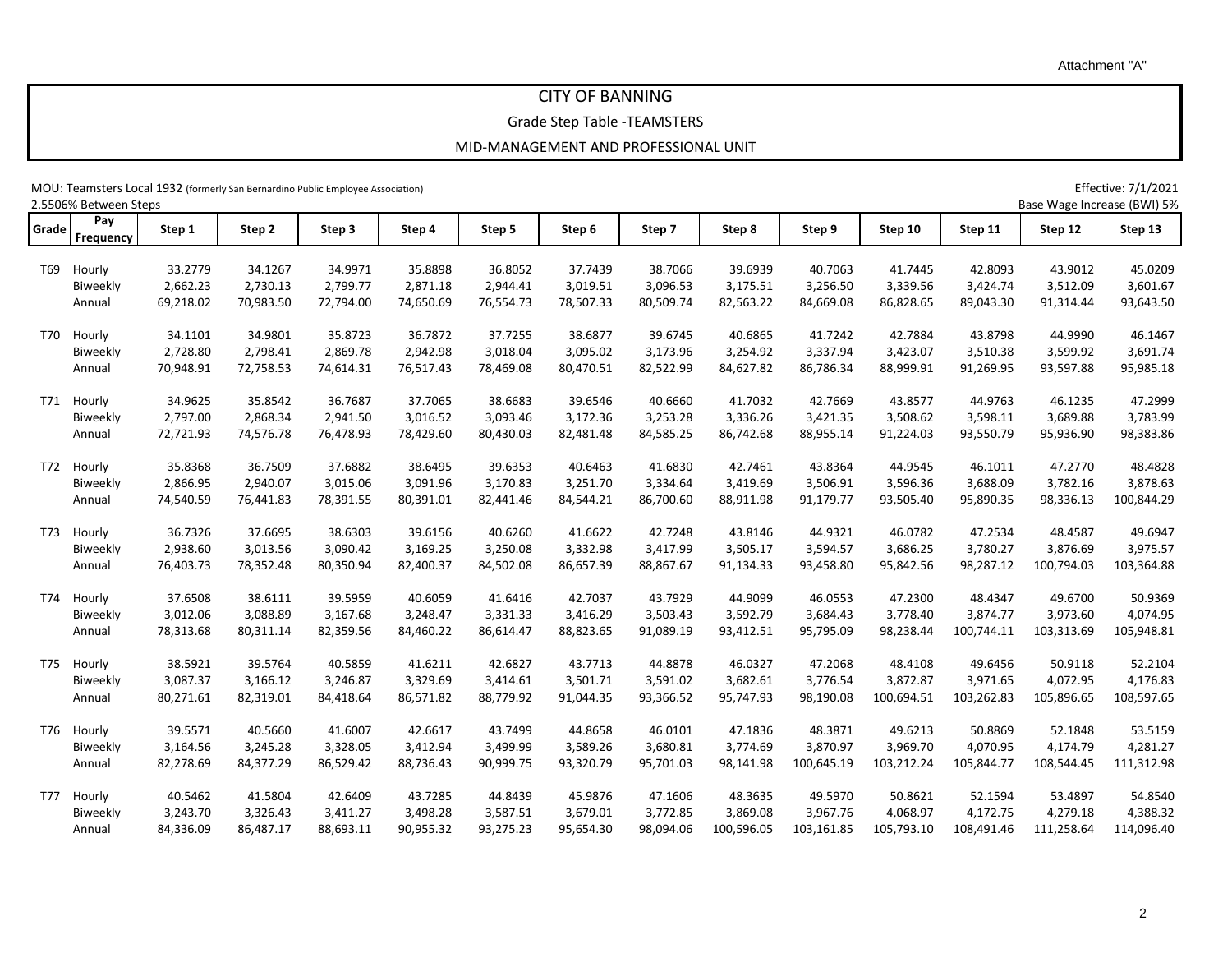Attachment "A"

# CITY OF BANNING

## Grade Step Table -TEAMSTERS

## MID-MANAGEMENT AND PROFESSIONAL UNIT

MOU: Teamsters Local 1932 (formerly San Bernardino Public Employee Association)

Effective: 7/1/2021

2.5506% Between Steps

Base Wage Increase (BWI) 5%

| Grade | Pay Frequency | Step 1 | Step 2 | Step 3 | Step 4 | Step 5 | Step 6 | Step 7 | Step 8 | Step 9 | Step 10 | Step 11 | Step 12 | Step 13 |
|---|---|---|---|---|---|---|---|---|---|---|---|---|---|---|
| T69 | Hourly | 33.2779 | 34.1267 | 34.9971 | 35.8898 | 36.8052 | 37.7439 | 38.7066 | 39.6939 | 40.7063 | 41.7445 | 42.8093 | 43.9012 | 45.0209 |
| | Biweekly | 2,662.23 | 2,730.13 | 2,799.77 | 2,871.18 | 2,944.41 | 3,019.51 | 3,096.53 | 3,175.51 | 3,256.50 | 3,339.56 | 3,424.74 | 3,512.09 | 3,601.67 |
| | Annual | 69,218.02 | 70,983.50 | 72,794.00 | 74,650.69 | 76,554.73 | 78,507.33 | 80,509.74 | 82,563.22 | 84,669.08 | 86,828.65 | 89,043.30 | 91,314.44 | 93,643.50 |
| T70 | Hourly | 34.1101 | 34.9801 | 35.8723 | 36.7872 | 37.7255 | 38.6877 | 39.6745 | 40.6865 | 41.7242 | 42.7884 | 43.8798 | 44.9990 | 46.1467 |
| | Biweekly | 2,728.80 | 2,798.41 | 2,869.78 | 2,942.98 | 3,018.04 | 3,095.02 | 3,173.96 | 3,254.92 | 3,337.94 | 3,423.07 | 3,510.38 | 3,599.92 | 3,691.74 |
| | Annual | 70,948.91 | 72,758.53 | 74,614.31 | 76,517.43 | 78,469.08 | 80,470.51 | 82,522.99 | 84,627.82 | 86,786.34 | 88,999.91 | 91,269.95 | 93,597.88 | 95,985.18 |
| T71 | Hourly | 34.9625 | 35.8542 | 36.7687 | 37.7065 | 38.6683 | 39.6546 | 40.6660 | 41.7032 | 42.7669 | 43.8577 | 44.9763 | 46.1235 | 47.2999 |
| | Biweekly | 2,797.00 | 2,868.34 | 2,941.50 | 3,016.52 | 3,093.46 | 3,172.36 | 3,253.28 | 3,336.26 | 3,421.35 | 3,508.62 | 3,598.11 | 3,689.88 | 3,783.99 |
| | Annual | 72,721.93 | 74,576.78 | 76,478.93 | 78,429.60 | 80,430.03 | 82,481.48 | 84,585.25 | 86,742.68 | 88,955.14 | 91,224.03 | 93,550.79 | 95,936.90 | 98,383.86 |
| T72 | Hourly | 35.8368 | 36.7509 | 37.6882 | 38.6495 | 39.6353 | 40.6463 | 41.6830 | 42.7461 | 43.8364 | 44.9545 | 46.1011 | 47.2770 | 48.4828 |
| | Biweekly | 2,866.95 | 2,940.07 | 3,015.06 | 3,091.96 | 3,170.83 | 3,251.70 | 3,334.64 | 3,419.69 | 3,506.91 | 3,596.36 | 3,688.09 | 3,782.16 | 3,878.63 |
| | Annual | 74,540.59 | 76,441.83 | 78,391.55 | 80,391.01 | 82,441.46 | 84,544.21 | 86,700.60 | 88,911.98 | 91,179.77 | 93,505.40 | 95,890.35 | 98,336.13 | 100,844.29 |
| T73 | Hourly | 36.7326 | 37.6695 | 38.6303 | 39.6156 | 40.6260 | 41.6622 | 42.7248 | 43.8146 | 44.9321 | 46.0782 | 47.2534 | 48.4587 | 49.6947 |
| | Biweekly | 2,938.60 | 3,013.56 | 3,090.42 | 3,169.25 | 3,250.08 | 3,332.98 | 3,417.99 | 3,505.17 | 3,594.57 | 3,686.25 | 3,780.27 | 3,876.69 | 3,975.57 |
| | Annual | 76,403.73 | 78,352.48 | 80,350.94 | 82,400.37 | 84,502.08 | 86,657.39 | 88,867.67 | 91,134.33 | 93,458.80 | 95,842.56 | 98,287.12 | 100,794.03 | 103,364.88 |
| T74 | Hourly | 37.6508 | 38.6111 | 39.5959 | 40.6059 | 41.6416 | 42.7037 | 43.7929 | 44.9099 | 46.0553 | 47.2300 | 48.4347 | 49.6700 | 50.9369 |
| | Biweekly | 3,012.06 | 3,088.89 | 3,167.68 | 3,248.47 | 3,331.33 | 3,416.29 | 3,503.43 | 3,592.79 | 3,684.43 | 3,778.40 | 3,874.77 | 3,973.60 | 4,074.95 |
| | Annual | 78,313.68 | 80,311.14 | 82,359.56 | 84,460.22 | 86,614.47 | 88,823.65 | 91,089.19 | 93,412.51 | 95,795.09 | 98,238.44 | 100,744.11 | 103,313.69 | 105,948.81 |
| T75 | Hourly | 38.5921 | 39.5764 | 40.5859 | 41.6211 | 42.6827 | 43.7713 | 44.8878 | 46.0327 | 47.2068 | 48.4108 | 49.6456 | 50.9118 | 52.2104 |
| | Biweekly | 3,087.37 | 3,166.12 | 3,246.87 | 3,329.69 | 3,414.61 | 3,501.71 | 3,591.02 | 3,682.61 | 3,776.54 | 3,872.87 | 3,971.65 | 4,072.95 | 4,176.83 |
| | Annual | 80,271.61 | 82,319.01 | 84,418.64 | 86,571.82 | 88,779.92 | 91,044.35 | 93,366.52 | 95,747.93 | 98,190.08 | 100,694.51 | 103,262.83 | 105,896.65 | 108,597.65 |
| T76 | Hourly | 39.5571 | 40.5660 | 41.6007 | 42.6617 | 43.7499 | 44.8658 | 46.0101 | 47.1836 | 48.3871 | 49.6213 | 50.8869 | 52.1848 | 53.5159 |
| | Biweekly | 3,164.56 | 3,245.28 | 3,328.05 | 3,412.94 | 3,499.99 | 3,589.26 | 3,680.81 | 3,774.69 | 3,870.97 | 3,969.70 | 4,070.95 | 4,174.79 | 4,281.27 |
| | Annual | 82,278.69 | 84,377.29 | 86,529.42 | 88,736.43 | 90,999.75 | 93,320.79 | 95,701.03 | 98,141.98 | 100,645.19 | 103,212.24 | 105,844.77 | 108,544.45 | 111,312.98 |
| T77 | Hourly | 40.5462 | 41.5804 | 42.6409 | 43.7285 | 44.8439 | 45.9876 | 47.1606 | 48.3635 | 49.5970 | 50.8621 | 52.1594 | 53.4897 | 54.8540 |
| | Biweekly | 3,243.70 | 3,326.43 | 3,411.27 | 3,498.28 | 3,587.51 | 3,679.01 | 3,772.85 | 3,869.08 | 3,967.76 | 4,068.97 | 4,172.75 | 4,279.18 | 4,388.32 |
| | Annual | 84,336.09 | 86,487.17 | 88,693.11 | 90,955.32 | 93,275.23 | 95,654.30 | 98,094.06 | 100,596.05 | 103,161.85 | 105,793.10 | 108,491.46 | 111,258.64 | 114,096.40 |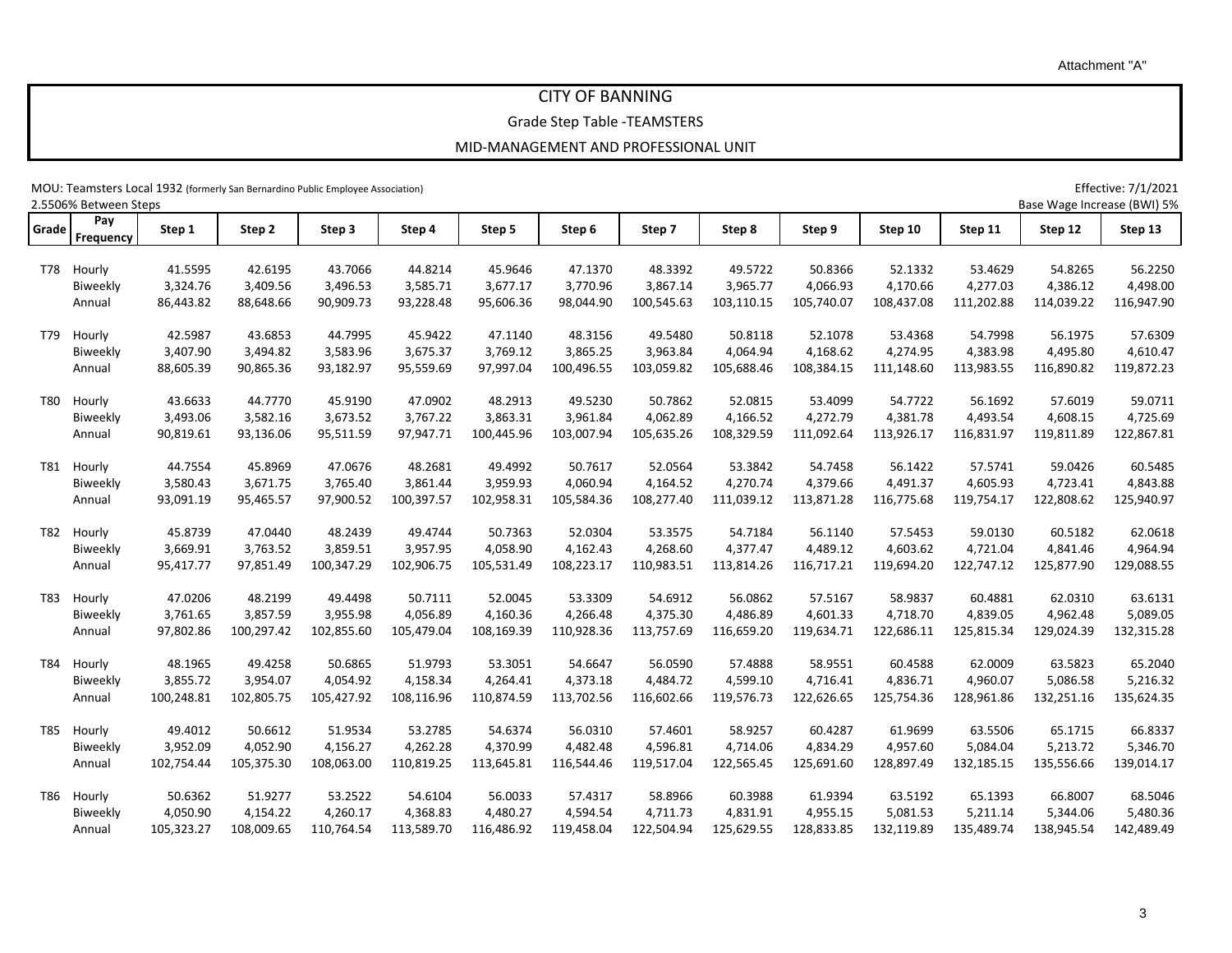Attachment "A"

# CITY OF BANNING

## Grade Step Table -TEAMSTERS

## MID-MANAGEMENT AND PROFESSIONAL UNIT

MOU: Teamsters Local 1932 (formerly San Bernardino Public Employee Association)

Effective: 7/1/2021

2.5506% Between Steps

Base Wage Increase (BWI) 5%

| Grade | Pay Frequency | Step 1 | Step 2 | Step 3 | Step 4 | Step 5 | Step 6 | Step 7 | Step 8 | Step 9 | Step 10 | Step 11 | Step 12 | Step 13 |
|---|---|---|---|---|---|---|---|---|---|---|---|---|---|---|
| T78 | Hourly | 41.5595 | 42.6195 | 43.7066 | 44.8214 | 45.9646 | 47.1370 | 48.3392 | 49.5722 | 50.8366 | 52.1332 | 53.4629 | 54.8265 | 56.2250 |
| | Biweekly | 3,324.76 | 3,409.56 | 3,496.53 | 3,585.71 | 3,677.17 | 3,770.96 | 3,867.14 | 3,965.77 | 4,066.93 | 4,170.66 | 4,277.03 | 4,386.12 | 4,498.00 |
| | Annual | 86,443.82 | 88,648.66 | 90,909.73 | 93,228.48 | 95,606.36 | 98,044.90 | 100,545.63 | 103,110.15 | 105,740.07 | 108,437.08 | 111,202.88 | 114,039.22 | 116,947.90 |
| T79 | Hourly | 42.5987 | 43.6853 | 44.7995 | 45.9422 | 47.1140 | 48.3156 | 49.5480 | 50.8118 | 52.1078 | 53.4368 | 54.7998 | 56.1975 | 57.6309 |
| | Biweekly | 3,407.90 | 3,494.82 | 3,583.96 | 3,675.37 | 3,769.12 | 3,865.25 | 3,963.84 | 4,064.94 | 4,168.62 | 4,274.95 | 4,383.98 | 4,495.80 | 4,610.47 |
| | Annual | 88,605.39 | 90,865.36 | 93,182.97 | 95,559.69 | 97,997.04 | 100,496.55 | 103,059.82 | 105,688.46 | 108,384.15 | 111,148.60 | 113,983.55 | 116,890.82 | 119,872.23 |
| T80 | Hourly | 43.6633 | 44.7770 | 45.9190 | 47.0902 | 48.2913 | 49.5230 | 50.7862 | 52.0815 | 53.4099 | 54.7722 | 56.1692 | 57.6019 | 59.0711 |
| | Biweekly | 3,493.06 | 3,582.16 | 3,673.52 | 3,767.22 | 3,863.31 | 3,961.84 | 4,062.89 | 4,166.52 | 4,272.79 | 4,381.78 | 4,493.54 | 4,608.15 | 4,725.69 |
| | Annual | 90,819.61 | 93,136.06 | 95,511.59 | 97,947.71 | 100,445.96 | 103,007.94 | 105,635.26 | 108,329.59 | 111,092.64 | 113,926.17 | 116,831.97 | 119,811.89 | 122,867.81 |
| T81 | Hourly | 44.7554 | 45.8969 | 47.0676 | 48.2681 | 49.4992 | 50.7617 | 52.0564 | 53.3842 | 54.7458 | 56.1422 | 57.5741 | 59.0426 | 60.5485 |
| | Biweekly | 3,580.43 | 3,671.75 | 3,765.40 | 3,861.44 | 3,959.93 | 4,060.94 | 4,164.52 | 4,270.74 | 4,379.66 | 4,491.37 | 4,605.93 | 4,723.41 | 4,843.88 |
| | Annual | 93,091.19 | 95,465.57 | 97,900.52 | 100,397.57 | 102,958.31 | 105,584.36 | 108,277.40 | 111,039.12 | 113,871.28 | 116,775.68 | 119,754.17 | 122,808.62 | 125,940.97 |
| T82 | Hourly | 45.8739 | 47.0440 | 48.2439 | 49.4744 | 50.7363 | 52.0304 | 53.3575 | 54.7184 | 56.1140 | 57.5453 | 59.0130 | 60.5182 | 62.0618 |
| | Biweekly | 3,669.91 | 3,763.52 | 3,859.51 | 3,957.95 | 4,058.90 | 4,162.43 | 4,268.60 | 4,377.47 | 4,489.12 | 4,603.62 | 4,721.04 | 4,841.46 | 4,964.94 |
| | Annual | 95,417.77 | 97,851.49 | 100,347.29 | 102,906.75 | 105,531.49 | 108,223.17 | 110,983.51 | 113,814.26 | 116,717.21 | 119,694.20 | 122,747.12 | 125,877.90 | 129,088.55 |
| T83 | Hourly | 47.0206 | 48.2199 | 49.4498 | 50.7111 | 52.0045 | 53.3309 | 54.6912 | 56.0862 | 57.5167 | 58.9837 | 60.4881 | 62.0310 | 63.6131 |
| | Biweekly | 3,761.65 | 3,857.59 | 3,955.98 | 4,056.89 | 4,160.36 | 4,266.48 | 4,375.30 | 4,486.89 | 4,601.33 | 4,718.70 | 4,839.05 | 4,962.48 | 5,089.05 |
| | Annual | 97,802.86 | 100,297.42 | 102,855.60 | 105,479.04 | 108,169.39 | 110,928.36 | 113,757.69 | 116,659.20 | 119,634.71 | 122,686.11 | 125,815.34 | 129,024.39 | 132,315.28 |
| T84 | Hourly | 48.1965 | 49.4258 | 50.6865 | 51.9793 | 53.3051 | 54.6647 | 56.0590 | 57.4888 | 58.9551 | 60.4588 | 62.0009 | 63.5823 | 65.2040 |
| | Biweekly | 3,855.72 | 3,954.07 | 4,054.92 | 4,158.34 | 4,264.41 | 4,373.18 | 4,484.72 | 4,599.10 | 4,716.41 | 4,836.71 | 4,960.07 | 5,086.58 | 5,216.32 |
| | Annual | 100,248.81 | 102,805.75 | 105,427.92 | 108,116.96 | 110,874.59 | 113,702.56 | 116,602.66 | 119,576.73 | 122,626.65 | 125,754.36 | 128,961.86 | 132,251.16 | 135,624.35 |
| T85 | Hourly | 49.4012 | 50.6612 | 51.9534 | 53.2785 | 54.6374 | 56.0310 | 57.4601 | 58.9257 | 60.4287 | 61.9699 | 63.5506 | 65.1715 | 66.8337 |
| | Biweekly | 3,952.09 | 4,052.90 | 4,156.27 | 4,262.28 | 4,370.99 | 4,482.48 | 4,596.81 | 4,714.06 | 4,834.29 | 4,957.60 | 5,084.04 | 5,213.72 | 5,346.70 |
| | Annual | 102,754.44 | 105,375.30 | 108,063.00 | 110,819.25 | 113,645.81 | 116,544.46 | 119,517.04 | 122,565.45 | 125,691.60 | 128,897.49 | 132,185.15 | 135,556.66 | 139,014.17 |
| T86 | Hourly | 50.6362 | 51.9277 | 53.2522 | 54.6104 | 56.0033 | 57.4317 | 58.8966 | 60.3988 | 61.9394 | 63.5192 | 65.1393 | 66.8007 | 68.5046 |
| | Biweekly | 4,050.90 | 4,154.22 | 4,260.17 | 4,368.83 | 4,480.27 | 4,594.54 | 4,711.73 | 4,831.91 | 4,955.15 | 5,081.53 | 5,211.14 | 5,344.06 | 5,480.36 |
| | Annual | 105,323.27 | 108,009.65 | 110,764.54 | 113,589.70 | 116,486.92 | 119,458.04 | 122,504.94 | 125,629.55 | 128,833.85 | 132,119.89 | 135,489.74 | 138,945.54 | 142,489.49 |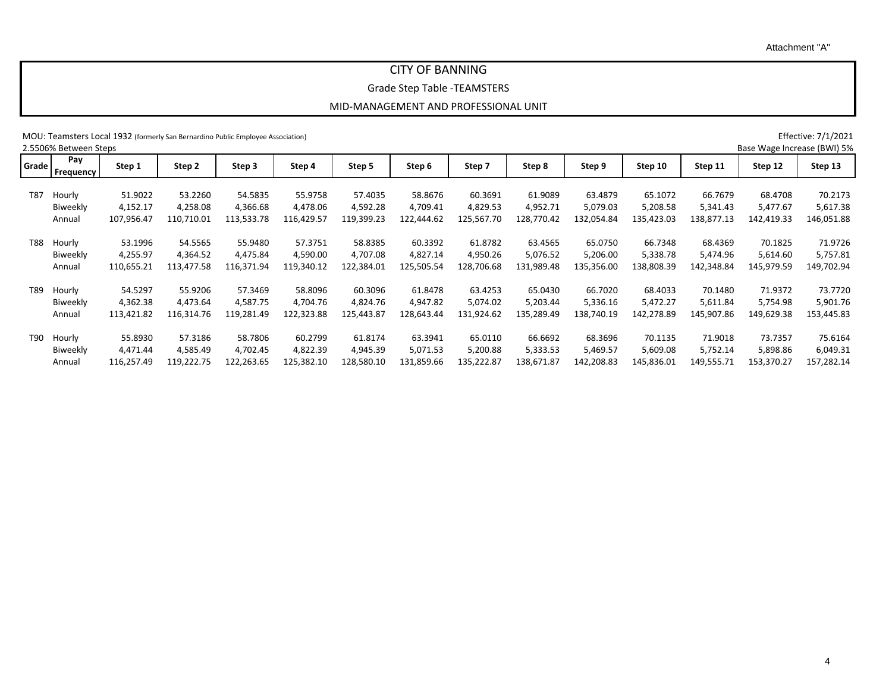Attachment "A"

# CITY OF BANNING

## Grade Step Table -TEAMSTERS

## MID-MANAGEMENT AND PROFESSIONAL UNIT

MOU: Teamsters Local 1932 (formerly San Bernardino Public Employee Association)

Effective: 7/1/2021

2.5506% Between Steps

Base Wage Increase (BWI) 5%

| Grade | Pay Frequency | Step 1 | Step 2 | Step 3 | Step 4 | Step 5 | Step 6 | Step 7 | Step 8 | Step 9 | Step 10 | Step 11 | Step 12 | Step 13 |
|---|---|---|---|---|---|---|---|---|---|---|---|---|---|---|
| T87 | Hourly | 51.9022 | 53.2260 | 54.5835 | 55.9758 | 57.4035 | 58.8676 | 60.3691 | 61.9089 | 63.4879 | 65.1072 | 66.7679 | 68.4708 | 70.2173 |
| | Biweekly | 4,152.17 | 4,258.08 | 4,366.68 | 4,478.06 | 4,592.28 | 4,709.41 | 4,829.53 | 4,952.71 | 5,079.03 | 5,208.58 | 5,341.43 | 5,477.67 | 5,617.38 |
| | Annual | 107,956.47 | 110,710.01 | 113,533.78 | 116,429.57 | 119,399.23 | 122,444.62 | 125,567.70 | 128,770.42 | 132,054.84 | 135,423.03 | 138,877.13 | 142,419.33 | 146,051.88 |
| T88 | Hourly | 53.1996 | 54.5565 | 55.9480 | 57.3751 | 58.8385 | 60.3392 | 61.8782 | 63.4565 | 65.0750 | 66.7348 | 68.4369 | 70.1825 | 71.9726 |
| | Biweekly | 4,255.97 | 4,364.52 | 4,475.84 | 4,590.00 | 4,707.08 | 4,827.14 | 4,950.26 | 5,076.52 | 5,206.00 | 5,338.78 | 5,474.96 | 5,614.60 | 5,757.81 |
| | Annual | 110,655.21 | 113,477.58 | 116,371.94 | 119,340.12 | 122,384.01 | 125,505.54 | 128,706.68 | 131,989.48 | 135,356.00 | 138,808.39 | 142,348.84 | 145,979.59 | 149,702.94 |
| T89 | Hourly | 54.5297 | 55.9206 | 57.3469 | 58.8096 | 60.3096 | 61.8478 | 63.4253 | 65.0430 | 66.7020 | 68.4033 | 70.1480 | 71.9372 | 73.7720 |
| | Biweekly | 4,362.38 | 4,473.64 | 4,587.75 | 4,704.76 | 4,824.76 | 4,947.82 | 5,074.02 | 5,203.44 | 5,336.16 | 5,472.27 | 5,611.84 | 5,754.98 | 5,901.76 |
| | Annual | 113,421.82 | 116,314.76 | 119,281.49 | 122,323.88 | 125,443.87 | 128,643.44 | 131,924.62 | 135,289.49 | 138,740.19 | 142,278.89 | 145,907.86 | 149,629.38 | 153,445.83 |
| T90 | Hourly | 55.8930 | 57.3186 | 58.7806 | 60.2799 | 61.8174 | 63.3941 | 65.0110 | 66.6692 | 68.3696 | 70.1135 | 71.9018 | 73.7357 | 75.6164 |
| | Biweekly | 4,471.44 | 4,585.49 | 4,702.45 | 4,822.39 | 4,945.39 | 5,071.53 | 5,200.88 | 5,333.53 | 5,469.57 | 5,609.08 | 5,752.14 | 5,898.86 | 6,049.31 |
| | Annual | 116,257.49 | 119,222.75 | 122,263.65 | 125,382.10 | 128,580.10 | 131,859.66 | 135,222.87 | 138,671.87 | 142,208.83 | 145,836.01 | 149,555.71 | 153,370.27 | 157,282.14 |